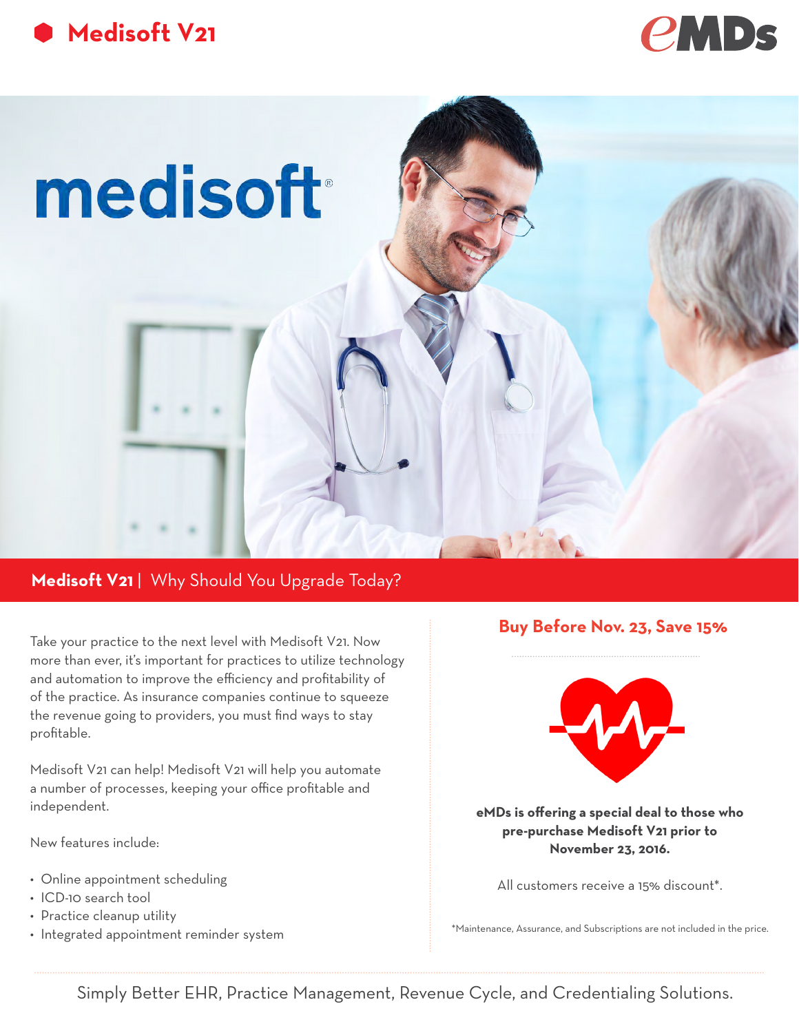# Medisoft V21

eMDs

medisoft®

## Medisoft V21 | Why Should You Upgrade Today?

Take your practice to the next level with Medisoft V21. Now more than ever, it's important for practices to utilize technology and automation to improve the efficiency and profitability of of the practice. As insurance companies continue to squeeze the revenue going to providers, you must find ways to stay profitable.

Medisoft V21 can help! Medisoft V21 will help you automate a number of processes, keeping your office profitable and independent.

New features include:

- Online appointment scheduling
- ICD-10 search tool
- Practice cleanup utility
- Integrated appointment reminder system

### Buy Before Nov. 23, Save 15%

**eMDs is offering a special deal to those who pre-purchase Medisoft V21 prior to November 23, 2016.**

All customers receive a 15% discount*.

*Maintenance, Assurance, and Subscriptions are not included in the price.

Simply Better EHR, Practice Management, Revenue Cycle, and Credentialing Solutions.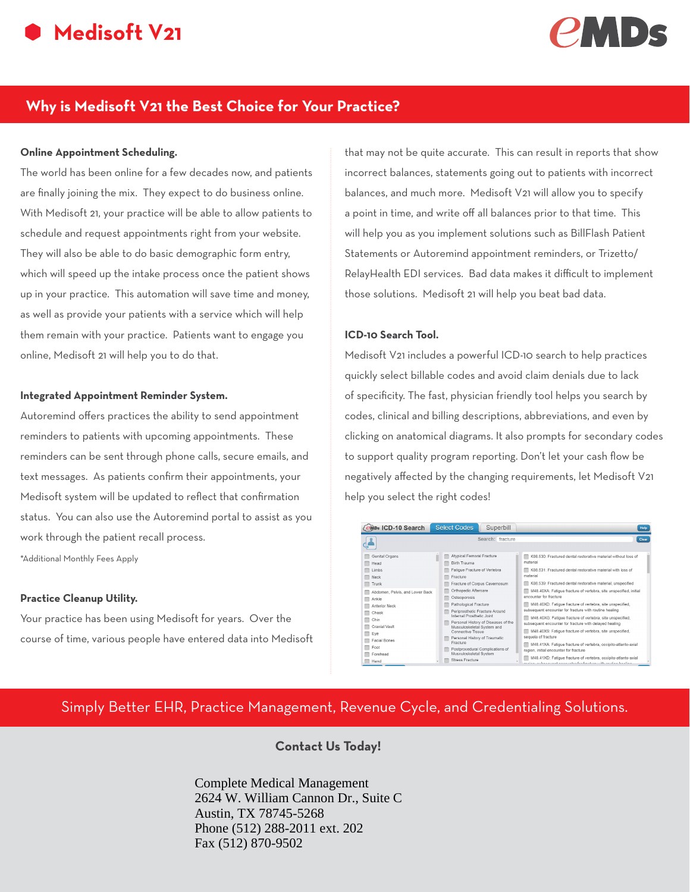# Medisoft V21

## Why is Medisoft V21 the Best Choice for Your Practice?

**Online Appointment Scheduling.**

The world has been online for a few decades now, and patients are finally joining the mix. They expect to do business online. With Medisoft 21, your practice will be able to allow patients to schedule and request appointments right from your website. They will also be able to do basic demographic form entry, which will speed up the intake process once the patient shows up in your practice. This automation will save time and money, as well as provide your patients with a service which will help them remain with your practice. Patients want to engage you online, Medisoft 21 will help you to do that.

**Integrated Appointment Reminder System.**

Autoremind offers practices the ability to send appointment reminders to patients with upcoming appointments. These reminders can be sent through phone calls, secure emails, and text messages. As patients confirm their appointments, your Medisoft system will be updated to reflect that confirmation status. You can also use the Autoremind portal to assist as you work through the patient recall process.

*Additional Monthly Fees Apply

**Practice Cleanup Utility.**

Your practice has been using Medisoft for years. Over the course of time, various people have entered data into Medisoft that may not be quite accurate. This can result in reports that show incorrect balances, statements going out to patients with incorrect balances, and much more. Medisoft V21 will allow you to specify a point in time, and write off all balances prior to that time. This will help you as you implement solutions such as BillFlash Patient Statements or Autoremind appointment reminders, or Trizetto/RelayHealth EDI services. Bad data makes it difficult to implement those solutions. Medisoft 21 will help you beat bad data.

**ICD-10 Search Tool.**

Medisoft V21 includes a powerful ICD-10 search to help practices quickly select billable codes and avoid claim denials due to lack of specificity. The fast, physician friendly tool helps you search by codes, clinical and billing descriptions, abbreviations, and even by clicking on anatomical diagrams. It also prompts for secondary codes to support quality program reporting. Don't let your cash flow be negatively affected by the changing requirements, let Medisoft V21 help you select the right codes!

Simply Better EHR, Practice Management, Revenue Cycle, and Credentialing Solutions.

**Contact Us Today!**

Complete Medical Management
2624 W. William Cannon Dr., Suite C
Austin, TX 78745-5268
Phone (512) 288-2011 ext. 202
Fax (512) 870-9502